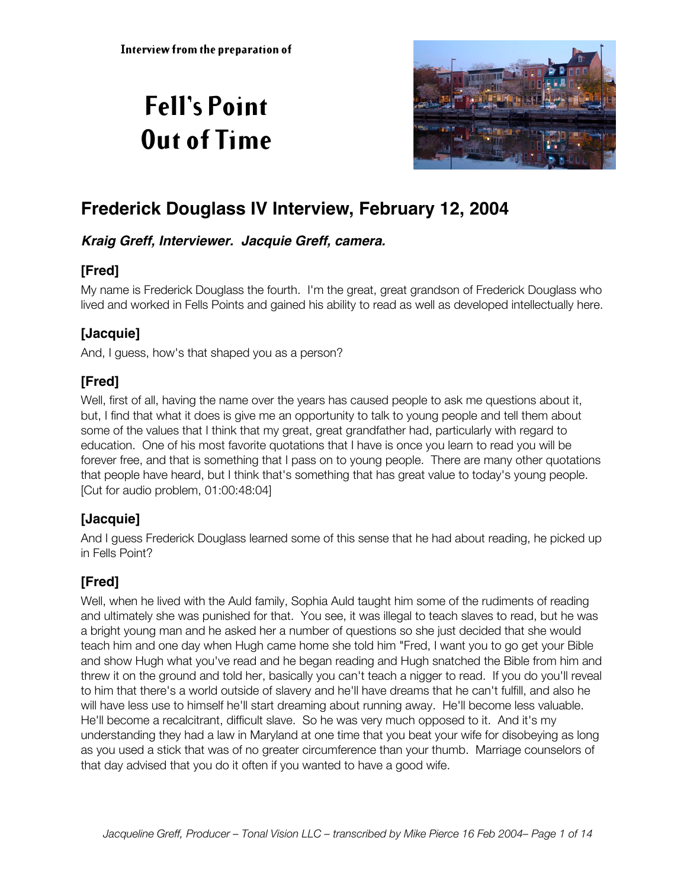Interview from the preparation of

# Fell's Point Out of Time

## Frederick Douglass IV Interview, February 12, 2004

***Kraig Greff, Interviewer. Jacquie Greff, camera.***

### [Fred]

My name is Frederick Douglass the fourth. I'm the great, great grandson of Frederick Douglass who lived and worked in Fells Points and gained his ability to read as well as developed intellectually here.

### [Jacquie]

And, I guess, how's that shaped you as a person?

### [Fred]

Well, first of all, having the name over the years has caused people to ask me questions about it, but, I find that what it does is give me an opportunity to talk to young people and tell them about some of the values that I think that my great, great grandfather had, particularly with regard to education. One of his most favorite quotations that I have is once you learn to read you will be forever free, and that is something that I pass on to young people. There are many other quotations that people have heard, but I think that's something that has great value to today's young people. [Cut for audio problem, 01:00:48:04]

### [Jacquie]

And I guess Frederick Douglass learned some of this sense that he had about reading, he picked up in Fells Point?

### [Fred]

Well, when he lived with the Auld family, Sophia Auld taught him some of the rudiments of reading and ultimately she was punished for that. You see, it was illegal to teach slaves to read, but he was a bright young man and he asked her a number of questions so she just decided that she would teach him and one day when Hugh came home she told him "Fred, I want you to go get your Bible and show Hugh what you've read and he began reading and Hugh snatched the Bible from him and threw it on the ground and told her, basically you can't teach a nigger to read. If you do you'll reveal to him that there's a world outside of slavery and he'll have dreams that he can't fulfill, and also he will have less use to himself he'll start dreaming about running away. He'll become less valuable. He'll become a recalcitrant, difficult slave. So he was very much opposed to it. And it's my understanding they had a law in Maryland at one time that you beat your wife for disobeying as long as you used a stick that was of no greater circumference than your thumb. Marriage counselors of that day advised that you do it often if you wanted to have a good wife.

*Jacqueline Greff, Producer – Tonal Vision LLC – transcribed by Mike Pierce 16 Feb 2004*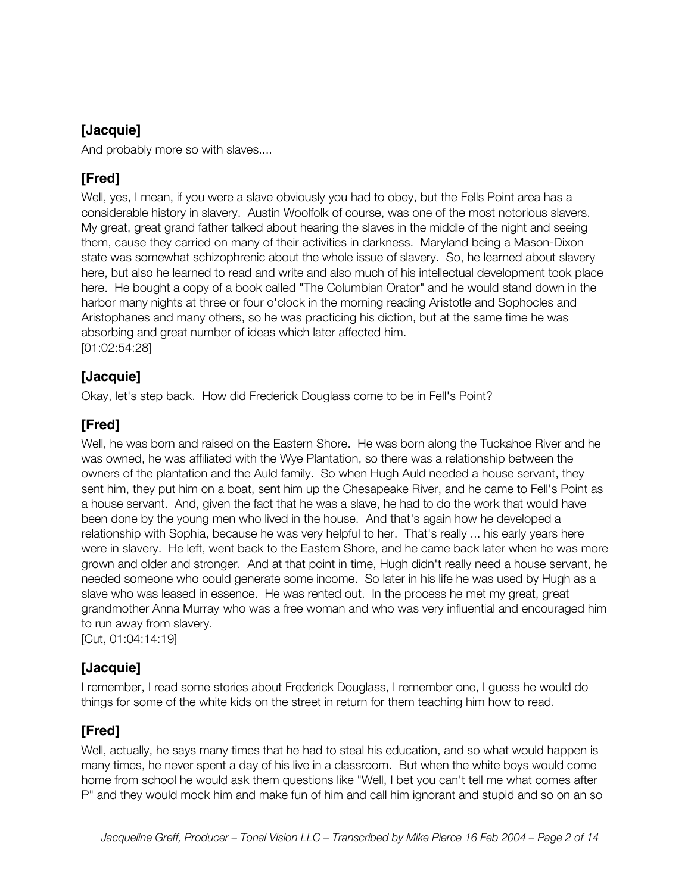## [Jacquie]

And probably more so with slaves....

## [Fred]

Well, yes, I mean, if you were a slave obviously you had to obey, but the Fells Point area has a considerable history in slavery. Austin Woolfolk of course, was one of the most notorious slavers. My great, great grand father talked about hearing the slaves in the middle of the night and seeing them, cause they carried on many of their activities in darkness. Maryland being a Mason-Dixon state was somewhat schizophrenic about the whole issue of slavery. So, he learned about slavery here, but also he learned to read and write and also much of his intellectual development took place here. He bought a copy of a book called "The Columbian Orator" and he would stand down in the harbor many nights at three or four o'clock in the morning reading Aristotle and Sophocles and Aristophanes and many others, so he was practicing his diction, but at the same time he was absorbing and great number of ideas which later affected him.
[01:02:54:28]

## [Jacquie]

Okay, let's step back. How did Frederick Douglass come to be in Fell's Point?

## [Fred]

Well, he was born and raised on the Eastern Shore. He was born along the Tuckahoe River and he was owned, he was affiliated with the Wye Plantation, so there was a relationship between the owners of the plantation and the Auld family. So when Hugh Auld needed a house servant, they sent him, they put him on a boat, sent him up the Chesapeake River, and he came to Fell's Point as a house servant. And, given the fact that he was a slave, he had to do the work that would have been done by the young men who lived in the house. And that's again how he developed a relationship with Sophia, because he was very helpful to her. That's really ... his early years here were in slavery. He left, went back to the Eastern Shore, and he came back later when he was more grown and older and stronger. And at that point in time, Hugh didn't really need a house servant, he needed someone who could generate some income. So later in his life he was used by Hugh as a slave who was leased in essence. He was rented out. In the process he met my great, great grandmother Anna Murray who was a free woman and who was very influential and encouraged him to run away from slavery.
[Cut, 01:04:14:19]

## [Jacquie]

I remember, I read some stories about Frederick Douglass, I remember one, I guess he would do things for some of the white kids on the street in return for them teaching him how to read.

## [Fred]

Well, actually, he says many times that he had to steal his education, and so what would happen is many times, he never spent a day of his live in a classroom. But when the white boys would come home from school he would ask them questions like "Well, I bet you can't tell me what comes after P" and they would mock him and make fun of him and call him ignorant and stupid and so on an so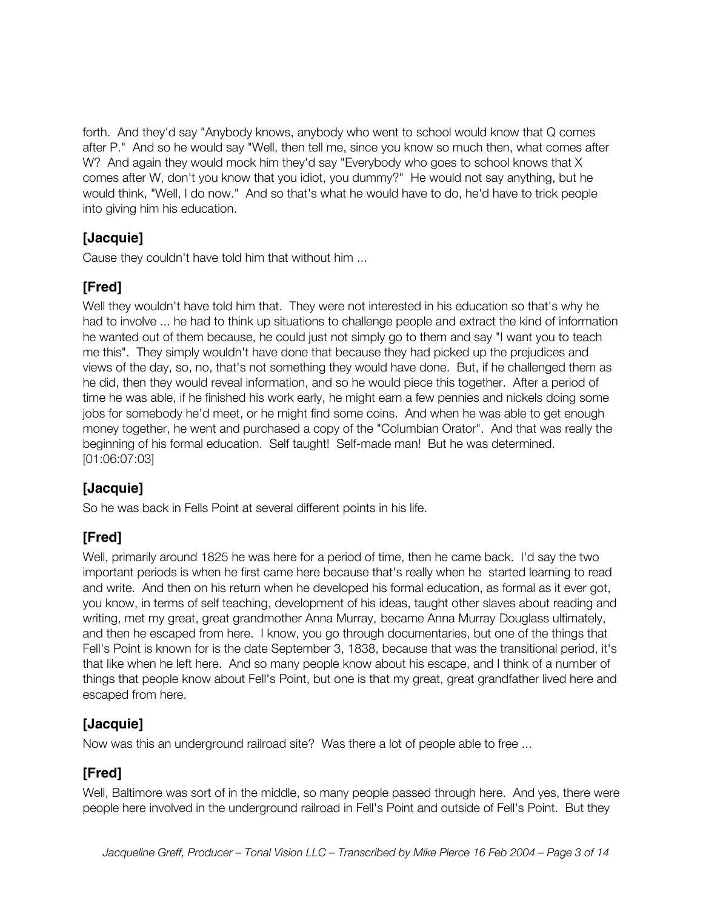forth. And they'd say "Anybody knows, anybody who went to school would know that Q comes after P." And so he would say "Well, then tell me, since you know so much then, what comes after W? And again they would mock him they'd say "Everybody who goes to school knows that X comes after W, don't you know that you idiot, you dummy?" He would not say anything, but he would think, "Well, I do now." And so that's what he would have to do, he'd have to trick people into giving him his education.

## [Jacquie]

Cause they couldn't have told him that without him ...

## [Fred]

Well they wouldn't have told him that. They were not interested in his education so that's why he had to involve ... he had to think up situations to challenge people and extract the kind of information he wanted out of them because, he could just not simply go to them and say "I want you to teach me this". They simply wouldn't have done that because they had picked up the prejudices and views of the day, so, no, that's not something they would have done. But, if he challenged them as he did, then they would reveal information, and so he would piece this together. After a period of time he was able, if he finished his work early, he might earn a few pennies and nickels doing some jobs for somebody he'd meet, or he might find some coins. And when he was able to get enough money together, he went and purchased a copy of the "Columbian Orator". And that was really the beginning of his formal education. Self taught! Self-made man! But he was determined. [01:06:07:03]

## [Jacquie]

So he was back in Fells Point at several different points in his life.

## [Fred]

Well, primarily around 1825 he was here for a period of time, then he came back. I'd say the two important periods is when he first came here because that's really when he started learning to read and write. And then on his return when he developed his formal education, as formal as it ever got, you know, in terms of self teaching, development of his ideas, taught other slaves about reading and writing, met my great, great grandmother Anna Murray, became Anna Murray Douglass ultimately, and then he escaped from here. I know, you go through documentaries, but one of the things that Fell's Point is known for is the date September 3, 1838, because that was the transitional period, it's that like when he left here. And so many people know about his escape, and I think of a number of things that people know about Fell's Point, but one is that my great, great grandfather lived here and escaped from here.

## [Jacquie]

Now was this an underground railroad site? Was there a lot of people able to free ...

## [Fred]

Well, Baltimore was sort of in the middle, so many people passed through here. And yes, there were people here involved in the underground railroad in Fell's Point and outside of Fell's Point. But they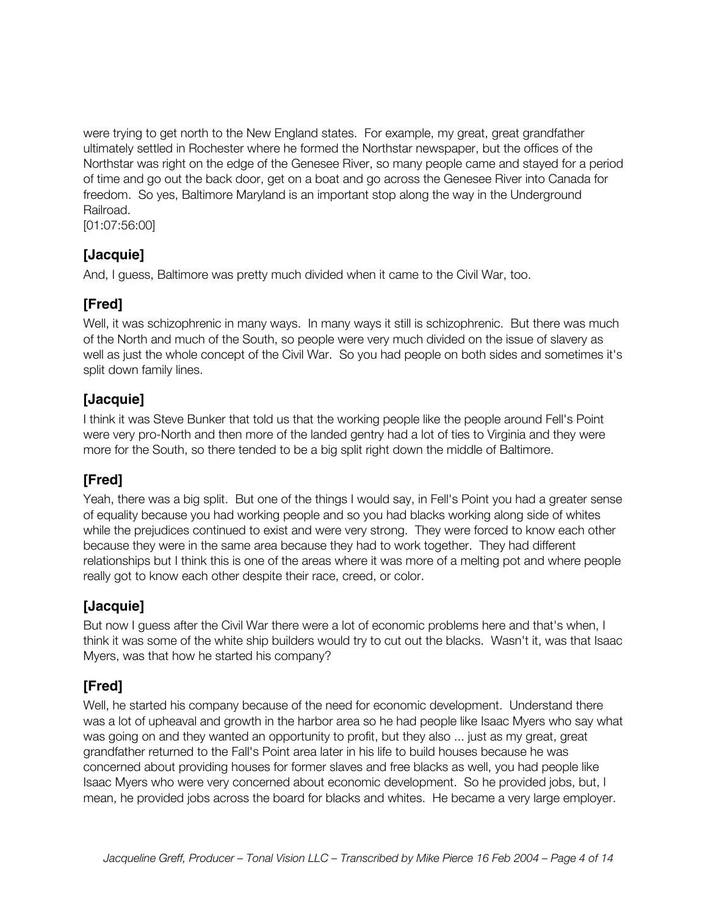were trying to get north to the New England states. For example, my great, great grandfather ultimately settled in Rochester where he formed the Northstar newspaper, but the offices of the Northstar was right on the edge of the Genesee River, so many people came and stayed for a period of time and go out the back door, get on a boat and go across the Genesee River into Canada for freedom. So yes, Baltimore Maryland is an important stop along the way in the Underground Railroad.
[01:07:56:00]

### [Jacquie]

And, I guess, Baltimore was pretty much divided when it came to the Civil War, too.

### [Fred]

Well, it was schizophrenic in many ways. In many ways it still is schizophrenic. But there was much of the North and much of the South, so people were very much divided on the issue of slavery as well as just the whole concept of the Civil War. So you had people on both sides and sometimes it's split down family lines.

### [Jacquie]

I think it was Steve Bunker that told us that the working people like the people around Fell's Point were very pro-North and then more of the landed gentry had a lot of ties to Virginia and they were more for the South, so there tended to be a big split right down the middle of Baltimore.

### [Fred]

Yeah, there was a big split. But one of the things I would say, in Fell's Point you had a greater sense of equality because you had working people and so you had blacks working along side of whites while the prejudices continued to exist and were very strong. They were forced to know each other because they were in the same area because they had to work together. They had different relationships but I think this is one of the areas where it was more of a melting pot and where people really got to know each other despite their race, creed, or color.

### [Jacquie]

But now I guess after the Civil War there were a lot of economic problems here and that's when, I think it was some of the white ship builders would try to cut out the blacks. Wasn't it, was that Isaac Myers, was that how he started his company?

### [Fred]

Well, he started his company because of the need for economic development. Understand there was a lot of upheaval and growth in the harbor area so he had people like Isaac Myers who say what was going on and they wanted an opportunity to profit, but they also ... just as my great, great grandfather returned to the Fall's Point area later in his life to build houses because he was concerned about providing houses for former slaves and free blacks as well, you had people like Isaac Myers who were very concerned about economic development. So he provided jobs, but, I mean, he provided jobs across the board for blacks and whites. He became a very large employer.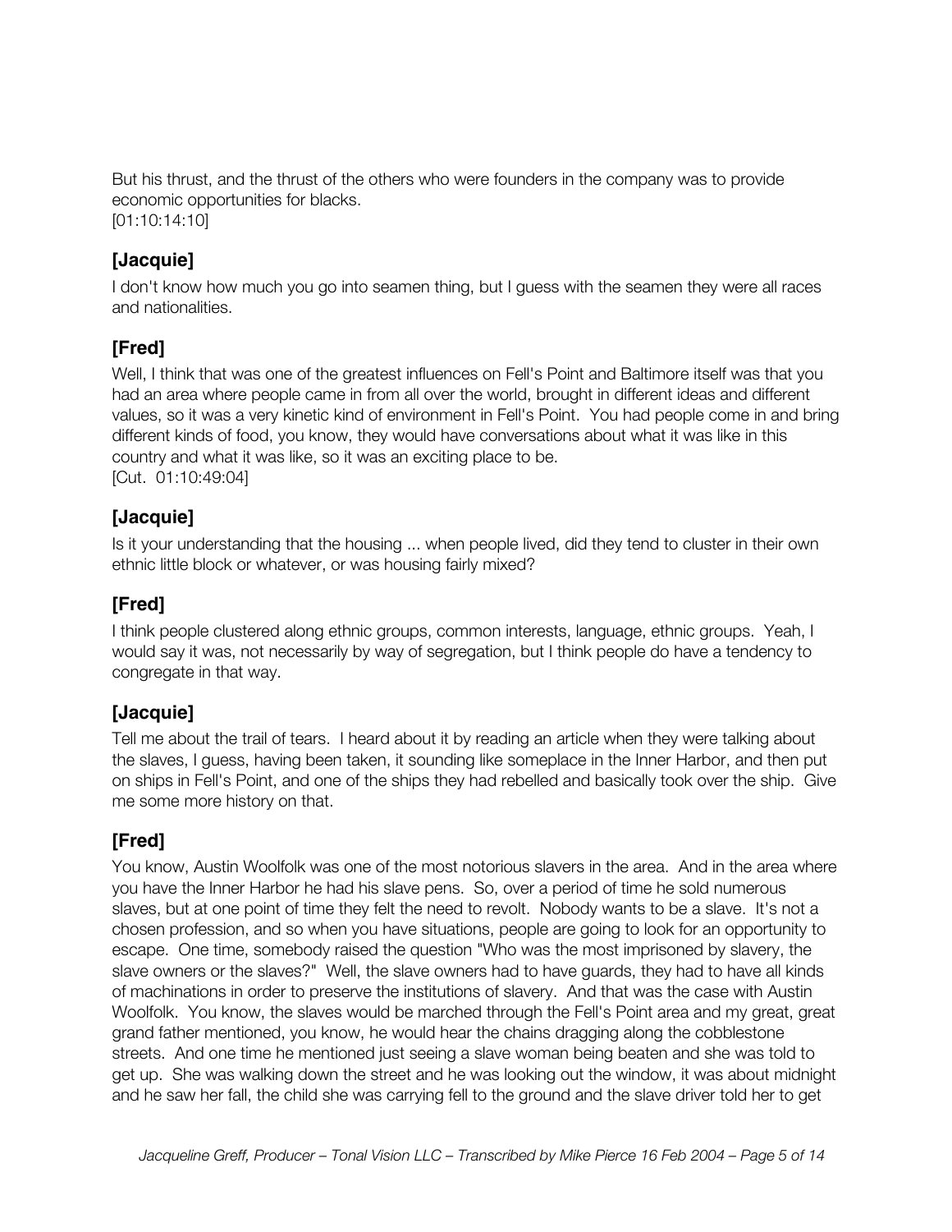But his thrust, and the thrust of the others who were founders in the company was to provide economic opportunities for blacks.
[01:10:14:10]

### [Jacquie]

I don't know how much you go into seamen thing, but I guess with the seamen they were all races and nationalities.

### [Fred]

Well, I think that was one of the greatest influences on Fell's Point and Baltimore itself was that you had an area where people came in from all over the world, brought in different ideas and different values, so it was a very kinetic kind of environment in Fell's Point. You had people come in and bring different kinds of food, you know, they would have conversations about what it was like in this country and what it was like, so it was an exciting place to be.
[Cut. 01:10:49:04]

### [Jacquie]

Is it your understanding that the housing ... when people lived, did they tend to cluster in their own ethnic little block or whatever, or was housing fairly mixed?

### [Fred]

I think people clustered along ethnic groups, common interests, language, ethnic groups. Yeah, I would say it was, not necessarily by way of segregation, but I think people do have a tendency to congregate in that way.

### [Jacquie]

Tell me about the trail of tears. I heard about it by reading an article when they were talking about the slaves, I guess, having been taken, it sounding like someplace in the Inner Harbor, and then put on ships in Fell's Point, and one of the ships they had rebelled and basically took over the ship. Give me some more history on that.

### [Fred]

You know, Austin Woolfolk was one of the most notorious slavers in the area. And in the area where you have the Inner Harbor he had his slave pens. So, over a period of time he sold numerous slaves, but at one point of time they felt the need to revolt. Nobody wants to be a slave. It's not a chosen profession, and so when you have situations, people are going to look for an opportunity to escape. One time, somebody raised the question "Who was the most imprisoned by slavery, the slave owners or the slaves?" Well, the slave owners had to have guards, they had to have all kinds of machinations in order to preserve the institutions of slavery. And that was the case with Austin Woolfolk. You know, the slaves would be marched through the Fell's Point area and my great, great grand father mentioned, you know, he would hear the chains dragging along the cobblestone streets. And one time he mentioned just seeing a slave woman being beaten and she was told to get up. She was walking down the street and he was looking out the window, it was about midnight and he saw her fall, the child she was carrying fell to the ground and the slave driver told her to get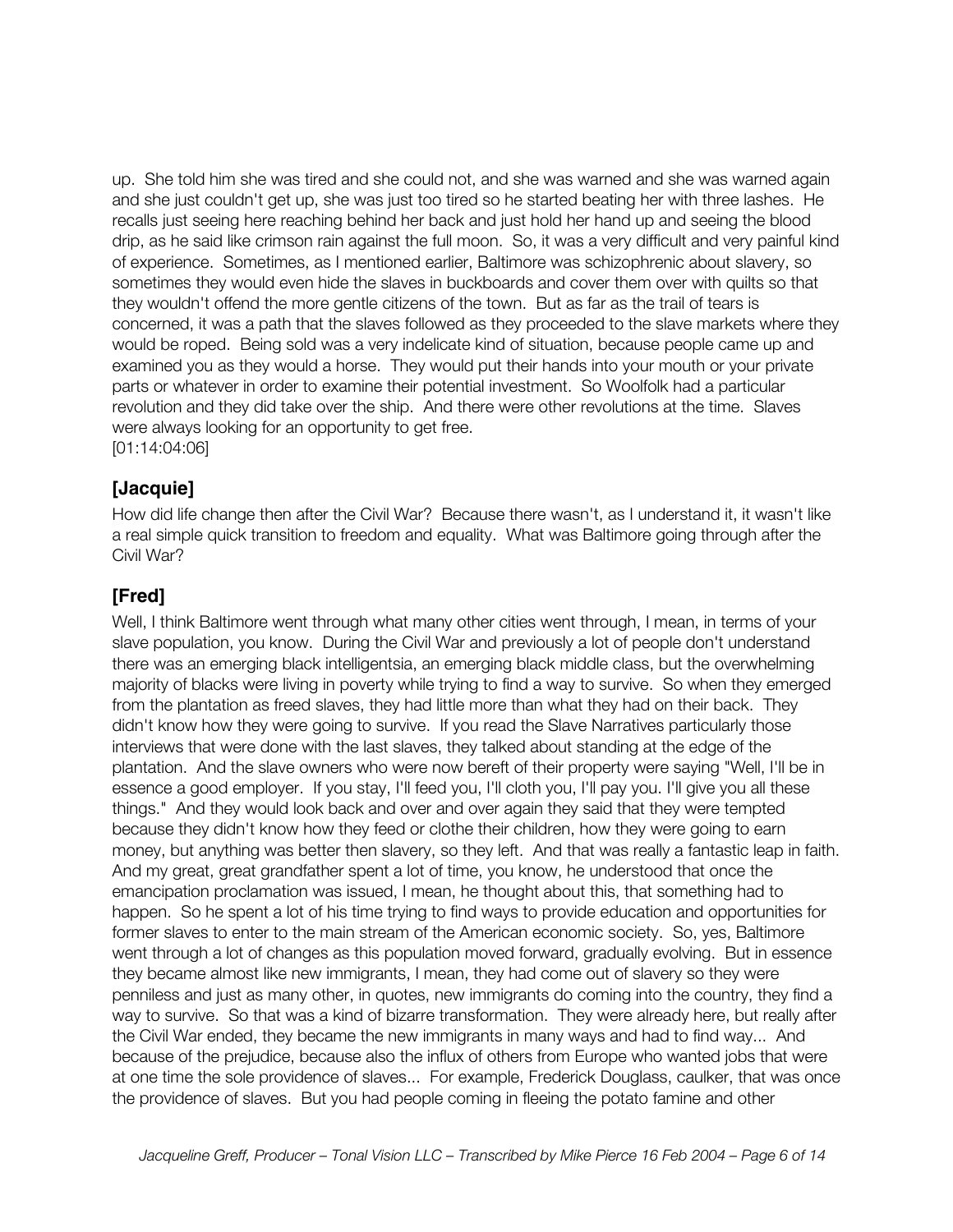up. She told him she was tired and she could not, and she was warned and she was warned again and she just couldn't get up, she was just too tired so he started beating her with three lashes. He recalls just seeing here reaching behind her back and just hold her hand up and seeing the blood drip, as he said like crimson rain against the full moon. So, it was a very difficult and very painful kind of experience. Sometimes, as I mentioned earlier, Baltimore was schizophrenic about slavery, so sometimes they would even hide the slaves in buckboards and cover them over with quilts so that they wouldn't offend the more gentle citizens of the town. But as far as the trail of tears is concerned, it was a path that the slaves followed as they proceeded to the slave markets where they would be roped. Being sold was a very indelicate kind of situation, because people came up and examined you as they would a horse. They would put their hands into your mouth or your private parts or whatever in order to examine their potential investment. So Woolfolk had a particular revolution and they did take over the ship. And there were other revolutions at the time. Slaves were always looking for an opportunity to get free.
[01:14:04:06]

## [Jacquie]

How did life change then after the Civil War? Because there wasn't, as I understand it, it wasn't like a real simple quick transition to freedom and equality. What was Baltimore going through after the Civil War?

## [Fred]

Well, I think Baltimore went through what many other cities went through, I mean, in terms of your slave population, you know. During the Civil War and previously a lot of people don't understand there was an emerging black intelligentsia, an emerging black middle class, but the overwhelming majority of blacks were living in poverty while trying to find a way to survive. So when they emerged from the plantation as freed slaves, they had little more than what they had on their back. They didn't know how they were going to survive. If you read the Slave Narratives particularly those interviews that were done with the last slaves, they talked about standing at the edge of the plantation. And the slave owners who were now bereft of their property were saying "Well, I'll be in essence a good employer. If you stay, I'll feed you, I'll cloth you, I'll pay you. I'll give you all these things." And they would look back and over and over again they said that they were tempted because they didn't know how they feed or clothe their children, how they were going to earn money, but anything was better then slavery, so they left. And that was really a fantastic leap in faith. And my great, great grandfather spent a lot of time, you know, he understood that once the emancipation proclamation was issued, I mean, he thought about this, that something had to happen. So he spent a lot of his time trying to find ways to provide education and opportunities for former slaves to enter to the main stream of the American economic society. So, yes, Baltimore went through a lot of changes as this population moved forward, gradually evolving. But in essence they became almost like new immigrants, I mean, they had come out of slavery so they were penniless and just as many other, in quotes, new immigrants do coming into the country, they find a way to survive. So that was a kind of bizarre transformation. They were already here, but really after the Civil War ended, they became the new immigrants in many ways and had to find way... And because of the prejudice, because also the influx of others from Europe who wanted jobs that were at one time the sole providence of slaves... For example, Frederick Douglass, caulker, that was once the providence of slaves. But you had people coming in fleeing the potato famine and other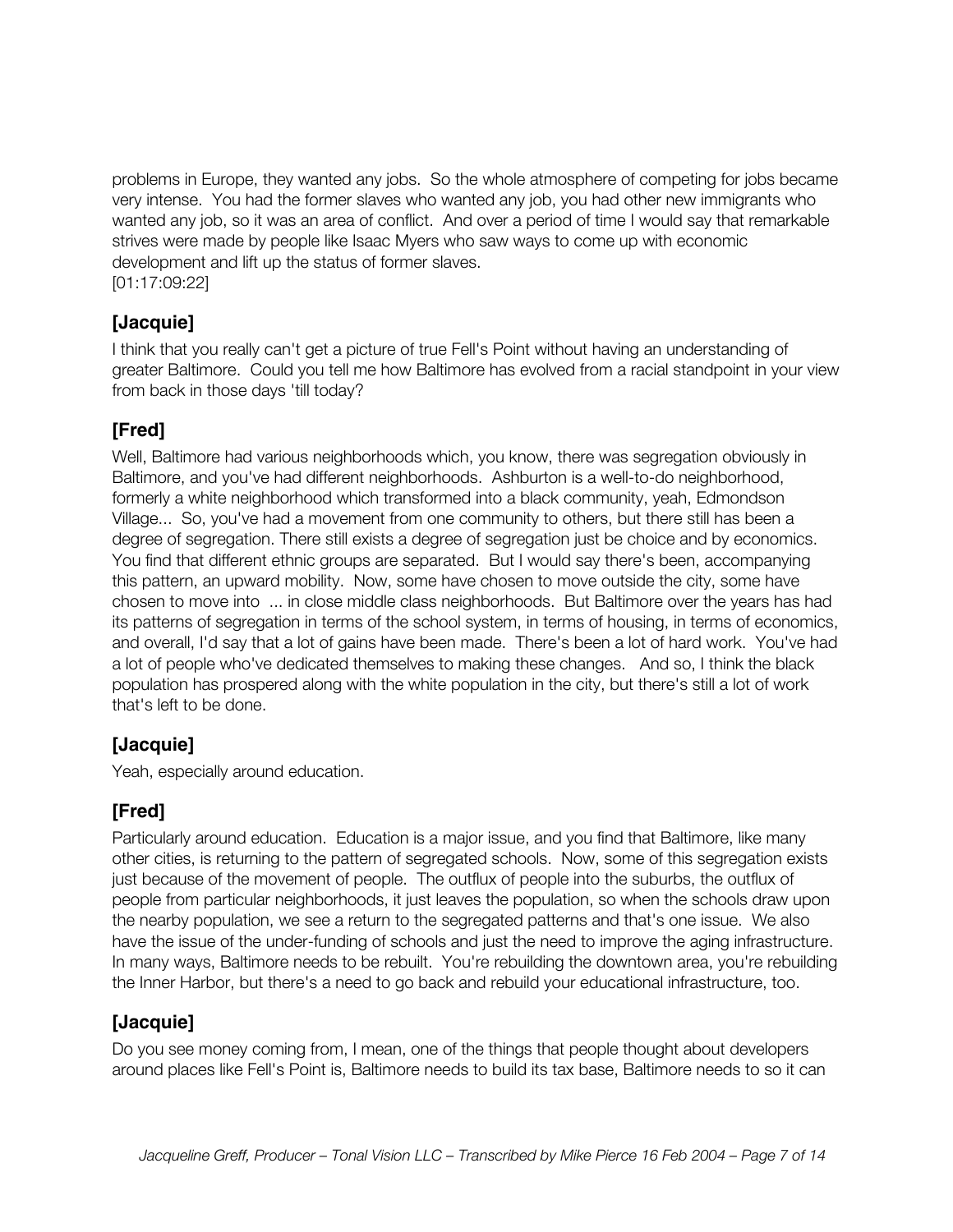problems in Europe, they wanted any jobs. So the whole atmosphere of competing for jobs became very intense. You had the former slaves who wanted any job, you had other new immigrants who wanted any job, so it was an area of conflict. And over a period of time I would say that remarkable strives were made by people like Isaac Myers who saw ways to come up with economic development and lift up the status of former slaves.
[01:17:09:22]

## [Jacquie]

I think that you really can't get a picture of true Fell's Point without having an understanding of greater Baltimore. Could you tell me how Baltimore has evolved from a racial standpoint in your view from back in those days 'till today?

## [Fred]

Well, Baltimore had various neighborhoods which, you know, there was segregation obviously in Baltimore, and you've had different neighborhoods. Ashburton is a well-to-do neighborhood, formerly a white neighborhood which transformed into a black community, yeah, Edmondson Village... So, you've had a movement from one community to others, but there still has been a degree of segregation. There still exists a degree of segregation just be choice and by economics. You find that different ethnic groups are separated. But I would say there's been, accompanying this pattern, an upward mobility. Now, some have chosen to move outside the city, some have chosen to move into ... in close middle class neighborhoods. But Baltimore over the years has had its patterns of segregation in terms of the school system, in terms of housing, in terms of economics, and overall, I'd say that a lot of gains have been made. There's been a lot of hard work. You've had a lot of people who've dedicated themselves to making these changes. And so, I think the black population has prospered along with the white population in the city, but there's still a lot of work that's left to be done.

## [Jacquie]

Yeah, especially around education.

## [Fred]

Particularly around education. Education is a major issue, and you find that Baltimore, like many other cities, is returning to the pattern of segregated schools. Now, some of this segregation exists just because of the movement of people. The outflux of people into the suburbs, the outflux of people from particular neighborhoods, it just leaves the population, so when the schools draw upon the nearby population, we see a return to the segregated patterns and that's one issue. We also have the issue of the under-funding of schools and just the need to improve the aging infrastructure. In many ways, Baltimore needs to be rebuilt. You're rebuilding the downtown area, you're rebuilding the Inner Harbor, but there's a need to go back and rebuild your educational infrastructure, too.

## [Jacquie]

Do you see money coming from, I mean, one of the things that people thought about developers around places like Fell's Point is, Baltimore needs to build its tax base, Baltimore needs to so it can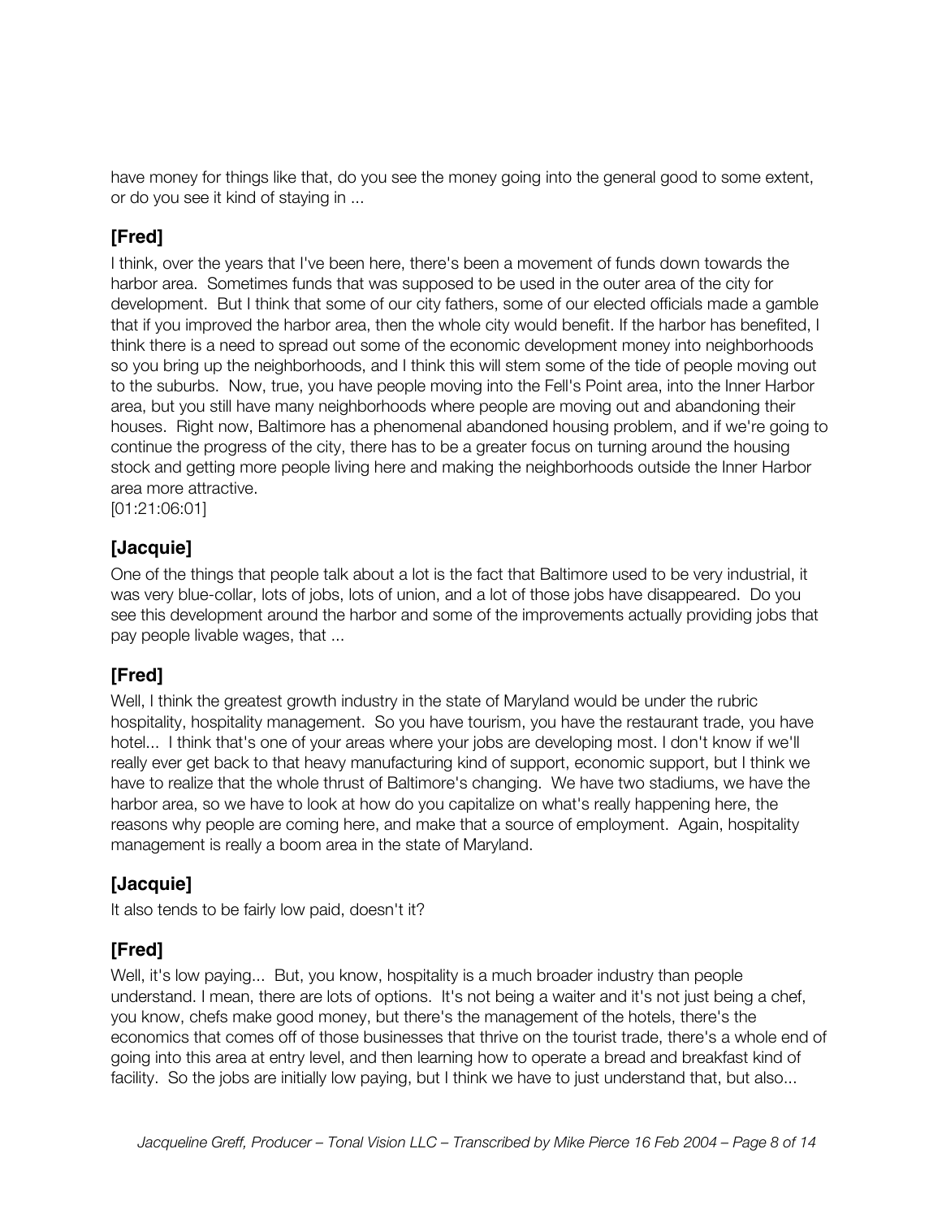have money for things like that, do you see the money going into the general good to some extent, or do you see it kind of staying in ...

## [Fred]

I think, over the years that I've been here, there's been a movement of funds down towards the harbor area. Sometimes funds that was supposed to be used in the outer area of the city for development. But I think that some of our city fathers, some of our elected officials made a gamble that if you improved the harbor area, then the whole city would benefit. If the harbor has benefited, I think there is a need to spread out some of the economic development money into neighborhoods so you bring up the neighborhoods, and I think this will stem some of the tide of people moving out to the suburbs. Now, true, you have people moving into the Fell's Point area, into the Inner Harbor area, but you still have many neighborhoods where people are moving out and abandoning their houses. Right now, Baltimore has a phenomenal abandoned housing problem, and if we're going to continue the progress of the city, there has to be a greater focus on turning around the housing stock and getting more people living here and making the neighborhoods outside the Inner Harbor area more attractive.
[01:21:06:01]

## [Jacquie]

One of the things that people talk about a lot is the fact that Baltimore used to be very industrial, it was very blue-collar, lots of jobs, lots of union, and a lot of those jobs have disappeared. Do you see this development around the harbor and some of the improvements actually providing jobs that pay people livable wages, that ...

## [Fred]

Well, I think the greatest growth industry in the state of Maryland would be under the rubric hospitality, hospitality management. So you have tourism, you have the restaurant trade, you have hotel... I think that's one of your areas where your jobs are developing most. I don't know if we'll really ever get back to that heavy manufacturing kind of support, economic support, but I think we have to realize that the whole thrust of Baltimore's changing. We have two stadiums, we have the harbor area, so we have to look at how do you capitalize on what's really happening here, the reasons why people are coming here, and make that a source of employment. Again, hospitality management is really a boom area in the state of Maryland.

## [Jacquie]

It also tends to be fairly low paid, doesn't it?

## [Fred]

Well, it's low paying... But, you know, hospitality is a much broader industry than people understand. I mean, there are lots of options. It's not being a waiter and it's not just being a chef, you know, chefs make good money, but there's the management of the hotels, there's the economics that comes off of those businesses that thrive on the tourist trade, there's a whole end of going into this area at entry level, and then learning how to operate a bread and breakfast kind of facility. So the jobs are initially low paying, but I think we have to just understand that, but also...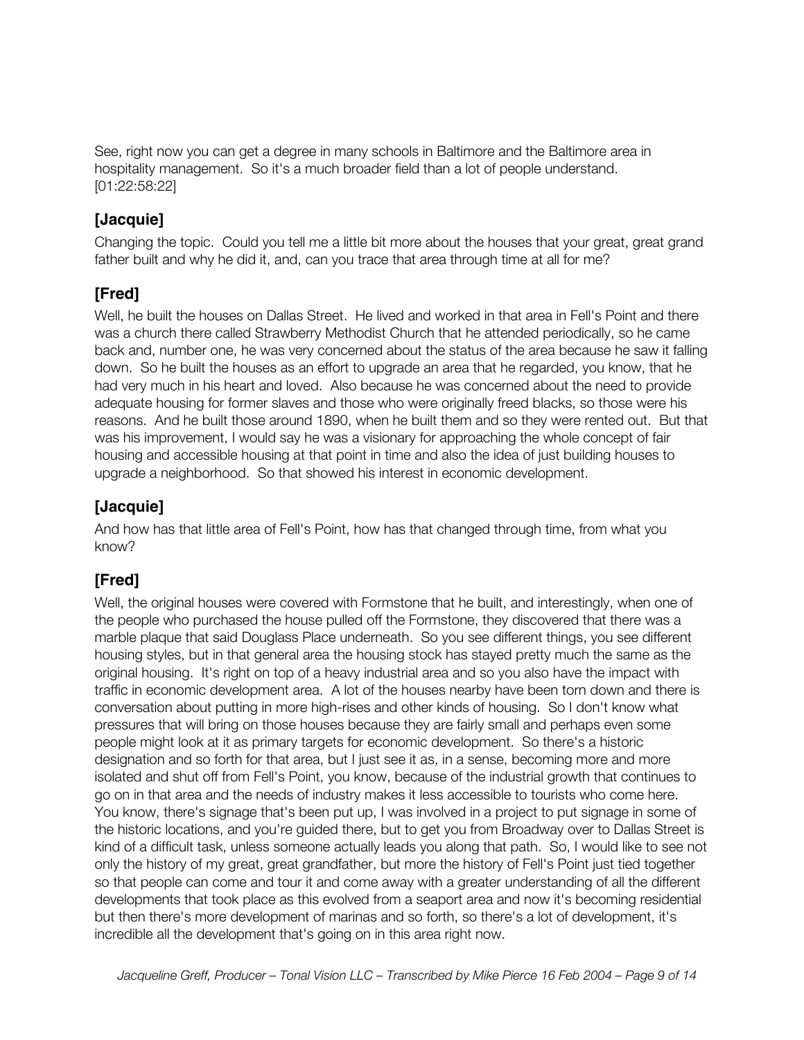See, right now you can get a degree in many schools in Baltimore and the Baltimore area in hospitality management. So it's a much broader field than a lot of people understand. [01:22:58:22]

### [Jacquie]

Changing the topic. Could you tell me a little bit more about the houses that your great, great grand father built and why he did it, and, can you trace that area through time at all for me?

### [Fred]

Well, he built the houses on Dallas Street. He lived and worked in that area in Fell's Point and there was a church there called Strawberry Methodist Church that he attended periodically, so he came back and, number one, he was very concerned about the status of the area because he saw it falling down. So he built the houses as an effort to upgrade an area that he regarded, you know, that he had very much in his heart and loved. Also because he was concerned about the need to provide adequate housing for former slaves and those who were originally freed blacks, so those were his reasons. And he built those around 1890, when he built them and so they were rented out. But that was his improvement, I would say he was a visionary for approaching the whole concept of fair housing and accessible housing at that point in time and also the idea of just building houses to upgrade a neighborhood. So that showed his interest in economic development.

### [Jacquie]

And how has that little area of Fell's Point, how has that changed through time, from what you know?

### [Fred]

Well, the original houses were covered with Formstone that he built, and interestingly, when one of the people who purchased the house pulled off the Formstone, they discovered that there was a marble plaque that said Douglass Place underneath. So you see different things, you see different housing styles, but in that general area the housing stock has stayed pretty much the same as the original housing. It's right on top of a heavy industrial area and so you also have the impact with traffic in economic development area. A lot of the houses nearby have been torn down and there is conversation about putting in more high-rises and other kinds of housing. So I don't know what pressures that will bring on those houses because they are fairly small and perhaps even some people might look at it as primary targets for economic development. So there's a historic designation and so forth for that area, but I just see it as, in a sense, becoming more and more isolated and shut off from Fell's Point, you know, because of the industrial growth that continues to go on in that area and the needs of industry makes it less accessible to tourists who come here. You know, there's signage that's been put up, I was involved in a project to put signage in some of the historic locations, and you're guided there, but to get you from Broadway over to Dallas Street is kind of a difficult task, unless someone actually leads you along that path. So, I would like to see not only the history of my great, great grandfather, but more the history of Fell's Point just tied together so that people can come and tour it and come away with a greater understanding of all the different developments that took place as this evolved from a seaport area and now it's becoming residential but then there's more development of marinas and so forth, so there's a lot of development, it's incredible all the development that's going on in this area right now.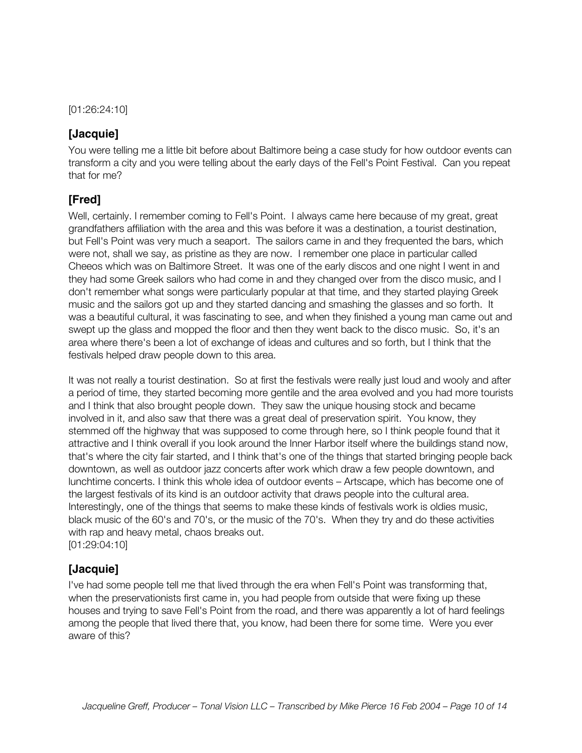[01:26:24:10]

## [Jacquie]

You were telling me a little bit before about Baltimore being a case study for how outdoor events can transform a city and you were telling about the early days of the Fell's Point Festival. Can you repeat that for me?

## [Fred]

Well, certainly. I remember coming to Fell's Point. I always came here because of my great, great grandfathers affiliation with the area and this was before it was a destination, a tourist destination, but Fell's Point was very much a seaport. The sailors came in and they frequented the bars, which were not, shall we say, as pristine as they are now. I remember one place in particular called Cheeos which was on Baltimore Street. It was one of the early discos and one night I went in and they had some Greek sailors who had come in and they changed over from the disco music, and I don't remember what songs were particularly popular at that time, and they started playing Greek music and the sailors got up and they started dancing and smashing the glasses and so forth. It was a beautiful cultural, it was fascinating to see, and when they finished a young man came out and swept up the glass and mopped the floor and then they went back to the disco music. So, it's an area where there's been a lot of exchange of ideas and cultures and so forth, but I think that the festivals helped draw people down to this area.

It was not really a tourist destination. So at first the festivals were really just loud and wooly and after a period of time, they started becoming more gentile and the area evolved and you had more tourists and I think that also brought people down. They saw the unique housing stock and became involved in it, and also saw that there was a great deal of preservation spirit. You know, they stemmed off the highway that was supposed to come through here, so I think people found that it attractive and I think overall if you look around the Inner Harbor itself where the buildings stand now, that's where the city fair started, and I think that's one of the things that started bringing people back downtown, as well as outdoor jazz concerts after work which draw a few people downtown, and lunchtime concerts. I think this whole idea of outdoor events – Artscape, which has become one of the largest festivals of its kind is an outdoor activity that draws people into the cultural area. Interestingly, one of the things that seems to make these kinds of festivals work is oldies music, black music of the 60's and 70's, or the music of the 70's. When they try and do these activities with rap and heavy metal, chaos breaks out.
[01:29:04:10]

## [Jacquie]

I've had some people tell me that lived through the era when Fell's Point was transforming that, when the preservationists first came in, you had people from outside that were fixing up these houses and trying to save Fell's Point from the road, and there was apparently a lot of hard feelings among the people that lived there that, you know, had been there for some time. Were you ever aware of this?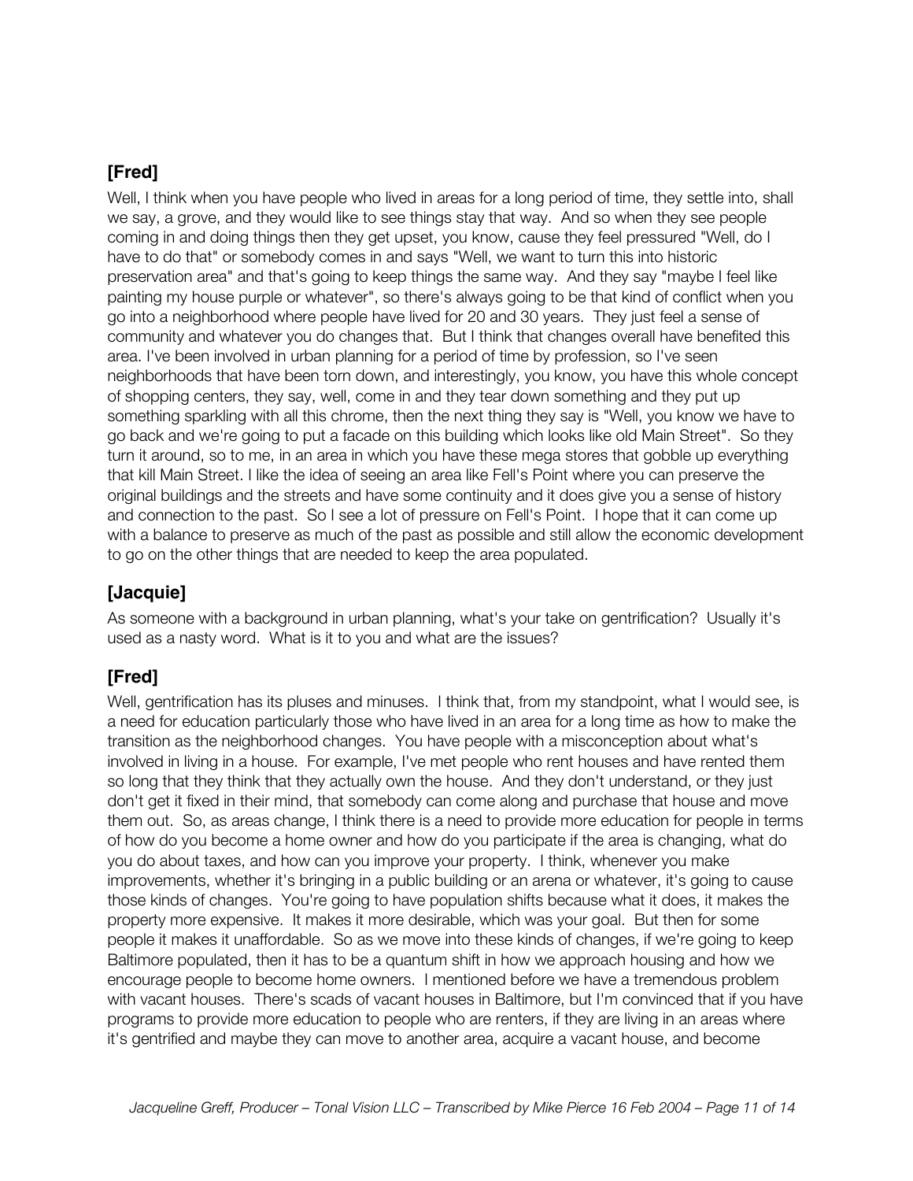## [Fred]

Well, I think when you have people who lived in areas for a long period of time, they settle into, shall we say, a grove, and they would like to see things stay that way. And so when they see people coming in and doing things then they get upset, you know, cause they feel pressured "Well, do I have to do that" or somebody comes in and says "Well, we want to turn this into historic preservation area" and that's going to keep things the same way. And they say "maybe I feel like painting my house purple or whatever", so there's always going to be that kind of conflict when you go into a neighborhood where people have lived for 20 and 30 years. They just feel a sense of community and whatever you do changes that. But I think that changes overall have benefited this area. I've been involved in urban planning for a period of time by profession, so I've seen neighborhoods that have been torn down, and interestingly, you know, you have this whole concept of shopping centers, they say, well, come in and they tear down something and they put up something sparkling with all this chrome, then the next thing they say is "Well, you know we have to go back and we're going to put a facade on this building which looks like old Main Street". So they turn it around, so to me, in an area in which you have these mega stores that gobble up everything that kill Main Street. I like the idea of seeing an area like Fell's Point where you can preserve the original buildings and the streets and have some continuity and it does give you a sense of history and connection to the past. So I see a lot of pressure on Fell's Point. I hope that it can come up with a balance to preserve as much of the past as possible and still allow the economic development to go on the other things that are needed to keep the area populated.

## [Jacquie]

As someone with a background in urban planning, what's your take on gentrification? Usually it's used as a nasty word. What is it to you and what are the issues?

## [Fred]

Well, gentrification has its pluses and minuses. I think that, from my standpoint, what I would see, is a need for education particularly those who have lived in an area for a long time as how to make the transition as the neighborhood changes. You have people with a misconception about what's involved in living in a house. For example, I've met people who rent houses and have rented them so long that they think that they actually own the house. And they don't understand, or they just don't get it fixed in their mind, that somebody can come along and purchase that house and move them out. So, as areas change, I think there is a need to provide more education for people in terms of how do you become a home owner and how do you participate if the area is changing, what do you do about taxes, and how can you improve your property. I think, whenever you make improvements, whether it's bringing in a public building or an arena or whatever, it's going to cause those kinds of changes. You're going to have population shifts because what it does, it makes the property more expensive. It makes it more desirable, which was your goal. But then for some people it makes it unaffordable. So as we move into these kinds of changes, if we're going to keep Baltimore populated, then it has to be a quantum shift in how we approach housing and how we encourage people to become home owners. I mentioned before we have a tremendous problem with vacant houses. There's scads of vacant houses in Baltimore, but I'm convinced that if you have programs to provide more education to people who are renters, if they are living in an areas where it's gentrified and maybe they can move to another area, acquire a vacant house, and become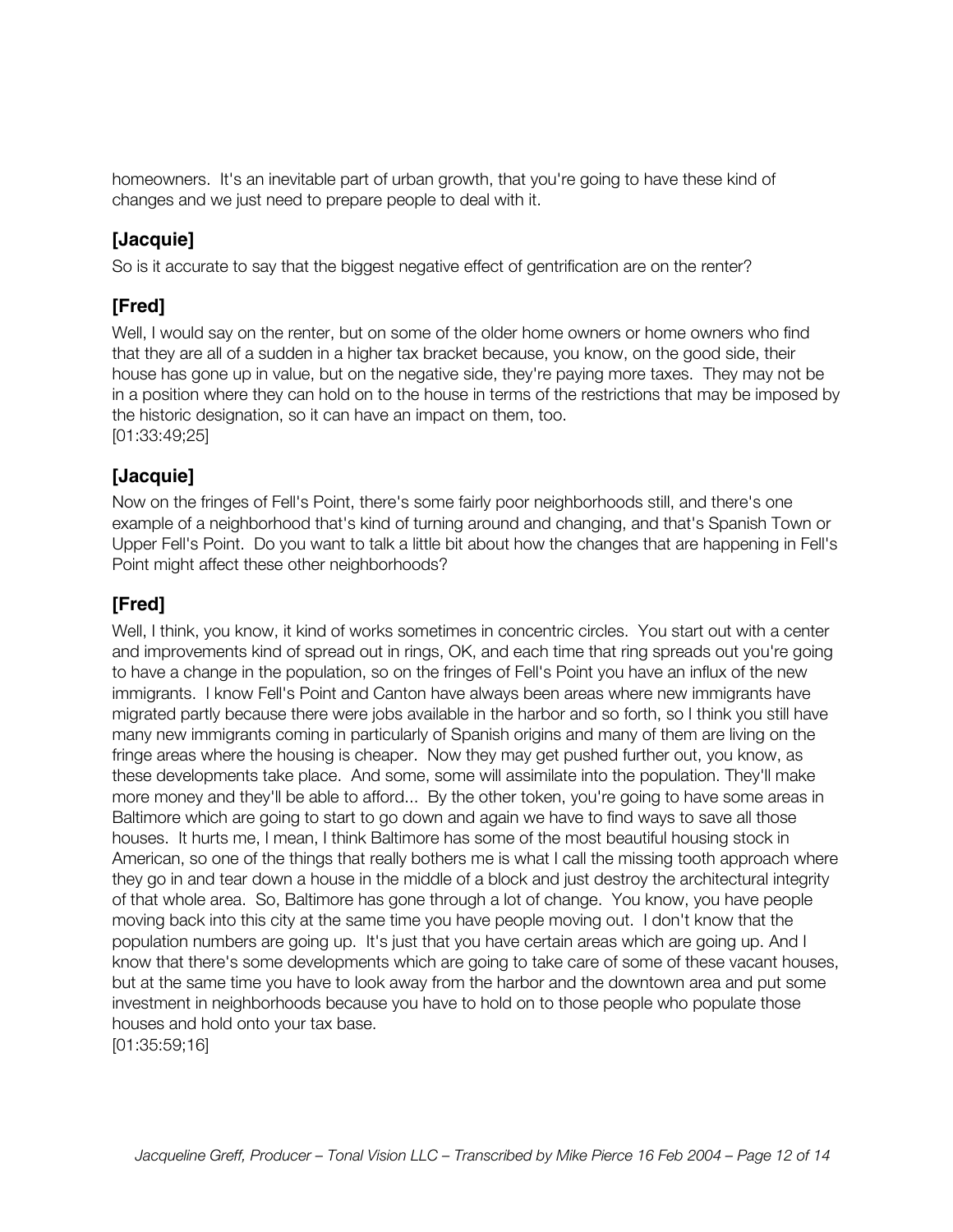homeowners. It's an inevitable part of urban growth, that you're going to have these kind of changes and we just need to prepare people to deal with it.

## [Jacquie]

So is it accurate to say that the biggest negative effect of gentrification are on the renter?

## [Fred]

Well, I would say on the renter, but on some of the older home owners or home owners who find that they are all of a sudden in a higher tax bracket because, you know, on the good side, their house has gone up in value, but on the negative side, they're paying more taxes. They may not be in a position where they can hold on to the house in terms of the restrictions that may be imposed by the historic designation, so it can have an impact on them, too.
[01:33:49;25]

## [Jacquie]

Now on the fringes of Fell's Point, there's some fairly poor neighborhoods still, and there's one example of a neighborhood that's kind of turning around and changing, and that's Spanish Town or Upper Fell's Point. Do you want to talk a little bit about how the changes that are happening in Fell's Point might affect these other neighborhoods?

## [Fred]

Well, I think, you know, it kind of works sometimes in concentric circles. You start out with a center and improvements kind of spread out in rings, OK, and each time that ring spreads out you're going to have a change in the population, so on the fringes of Fell's Point you have an influx of the new immigrants. I know Fell's Point and Canton have always been areas where new immigrants have migrated partly because there were jobs available in the harbor and so forth, so I think you still have many new immigrants coming in particularly of Spanish origins and many of them are living on the fringe areas where the housing is cheaper. Now they may get pushed further out, you know, as these developments take place. And some, some will assimilate into the population. They'll make more money and they'll be able to afford... By the other token, you're going to have some areas in Baltimore which are going to start to go down and again we have to find ways to save all those houses. It hurts me, I mean, I think Baltimore has some of the most beautiful housing stock in American, so one of the things that really bothers me is what I call the missing tooth approach where they go in and tear down a house in the middle of a block and just destroy the architectural integrity of that whole area. So, Baltimore has gone through a lot of change. You know, you have people moving back into this city at the same time you have people moving out. I don't know that the population numbers are going up. It's just that you have certain areas which are going up. And I know that there's some developments which are going to take care of some of these vacant houses, but at the same time you have to look away from the harbor and the downtown area and put some investment in neighborhoods because you have to hold on to those people who populate those houses and hold onto your tax base.
[01:35:59;16]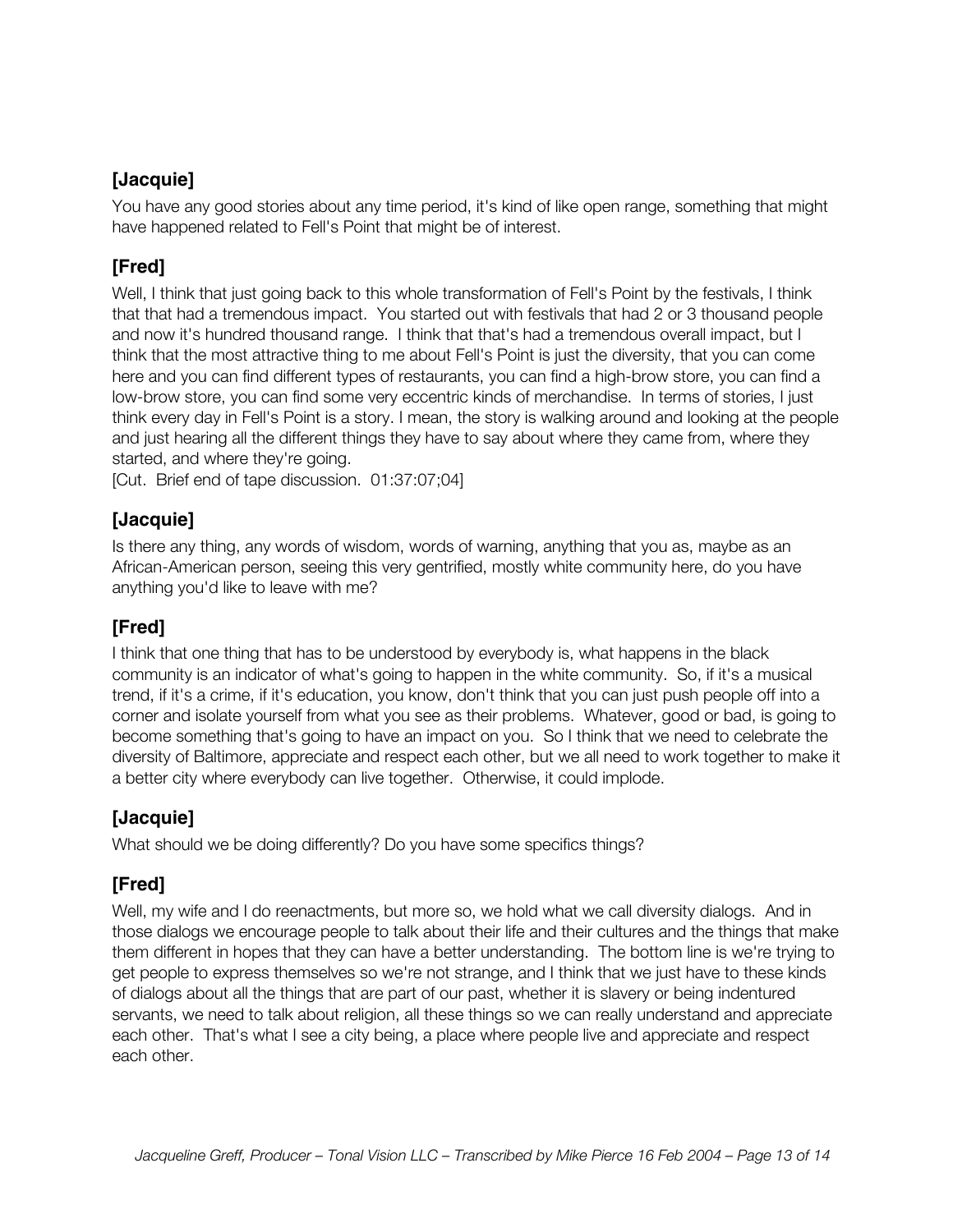## [Jacquie]

You have any good stories about any time period, it's kind of like open range, something that might have happened related to Fell's Point that might be of interest.

## [Fred]

Well, I think that just going back to this whole transformation of Fell's Point by the festivals, I think that that had a tremendous impact. You started out with festivals that had 2 or 3 thousand people and now it's hundred thousand range. I think that that's had a tremendous overall impact, but I think that the most attractive thing to me about Fell's Point is just the diversity, that you can come here and you can find different types of restaurants, you can find a high-brow store, you can find a low-brow store, you can find some very eccentric kinds of merchandise. In terms of stories, I just think every day in Fell's Point is a story. I mean, the story is walking around and looking at the people and just hearing all the different things they have to say about where they came from, where they started, and where they're going.
[Cut. Brief end of tape discussion. 01:37:07;04]

## [Jacquie]

Is there any thing, any words of wisdom, words of warning, anything that you as, maybe as an African-American person, seeing this very gentrified, mostly white community here, do you have anything you'd like to leave with me?

## [Fred]

I think that one thing that has to be understood by everybody is, what happens in the black community is an indicator of what's going to happen in the white community. So, if it's a musical trend, if it's a crime, if it's education, you know, don't think that you can just push people off into a corner and isolate yourself from what you see as their problems. Whatever, good or bad, is going to become something that's going to have an impact on you. So I think that we need to celebrate the diversity of Baltimore, appreciate and respect each other, but we all need to work together to make it a better city where everybody can live together. Otherwise, it could implode.

## [Jacquie]

What should we be doing differently? Do you have some specifics things?

## [Fred]

Well, my wife and I do reenactments, but more so, we hold what we call diversity dialogs. And in those dialogs we encourage people to talk about their life and their cultures and the things that make them different in hopes that they can have a better understanding. The bottom line is we're trying to get people to express themselves so we're not strange, and I think that we just have to these kinds of dialogs about all the things that are part of our past, whether it is slavery or being indentured servants, we need to talk about religion, all these things so we can really understand and appreciate each other. That's what I see a city being, a place where people live and appreciate and respect each other.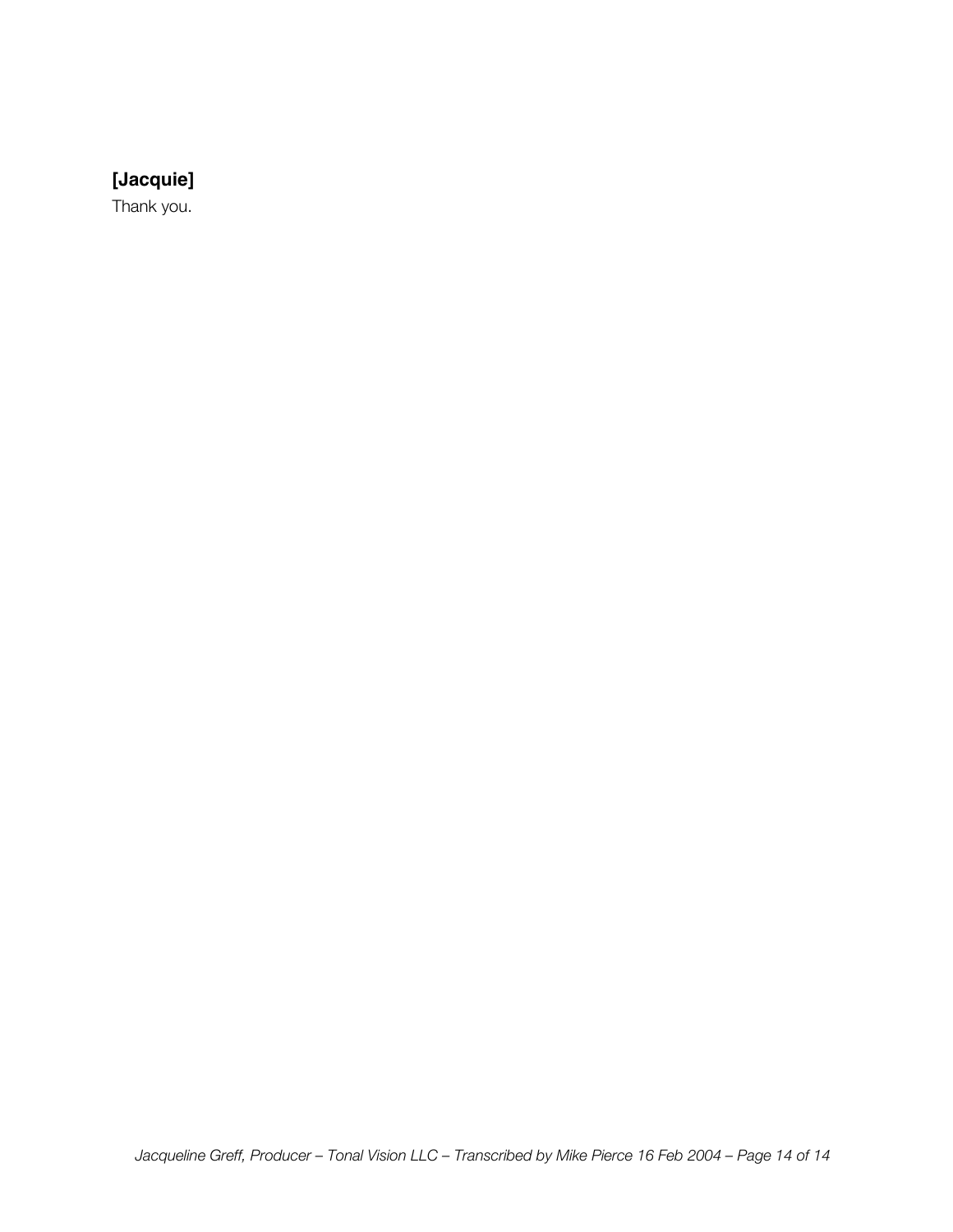**[Jacquie]**

Thank you.